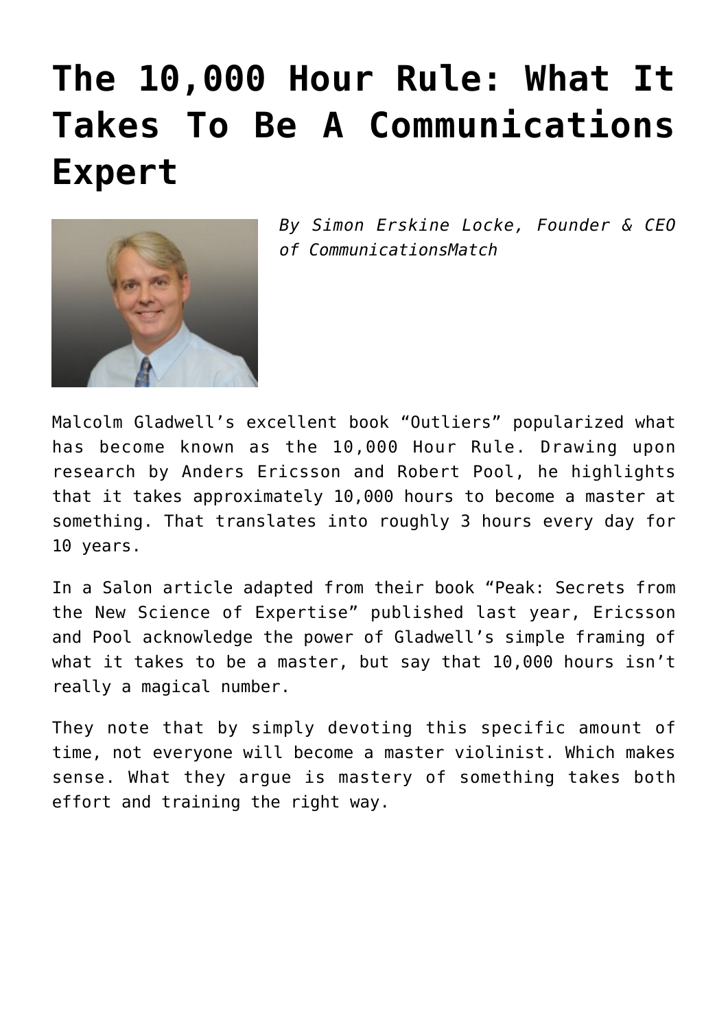# The 10,000 Hour Rule: What It Takes To Be A Communications Expert

*By Simon Erskine Locke, Founder & CEO of CommunicationsMatch*

Malcolm Gladwell's excellent book "Outliers" popularized what has become known as the 10,000 Hour Rule. Drawing upon research by Anders Ericsson and Robert Pool, he highlights that it takes approximately 10,000 hours to become a master at something. That translates into roughly 3 hours every day for 10 years.

In a Salon article adapted from their book "Peak: Secrets from the New Science of Expertise" published last year, Ericsson and Pool acknowledge the power of Gladwell's simple framing of what it takes to be a master, but say that 10,000 hours isn't really a magical number.

They note that by simply devoting this specific amount of time, not everyone will become a master violinist. Which makes sense. What they argue is mastery of something takes both effort and training the right way.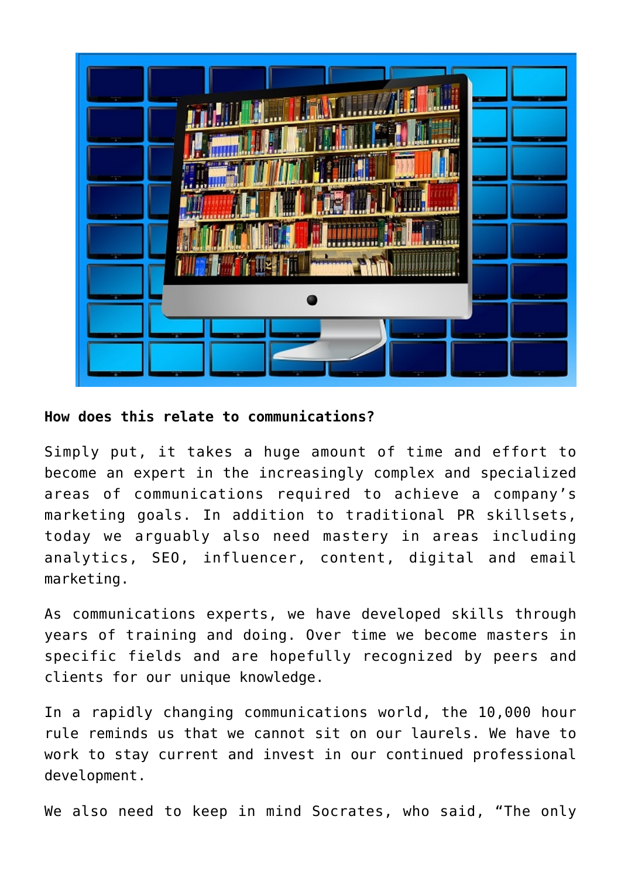**How does this relate to communications?**

Simply put, it takes a huge amount of time and effort to become an expert in the increasingly complex and specialized areas of communications required to achieve a company's marketing goals. In addition to traditional PR skillsets, today we arguably also need mastery in areas including analytics, SEO, influencer, content, digital and email marketing.

As communications experts, we have developed skills through years of training and doing. Over time we become masters in specific fields and are hopefully recognized by peers and clients for our unique knowledge.

In a rapidly changing communications world, the 10,000 hour rule reminds us that we cannot sit on our laurels. We have to work to stay current and invest in our continued professional development.

We also need to keep in mind Socrates, who said, "The only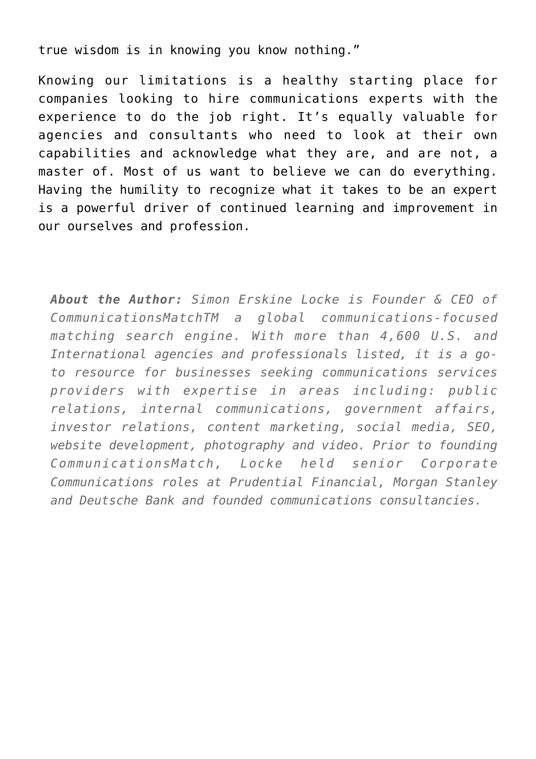true wisdom is in knowing you know nothing."

Knowing our limitations is a healthy starting place for companies looking to hire communications experts with the experience to do the job right. It's equally valuable for agencies and consultants who need to look at their own capabilities and acknowledge what they are, and are not, a master of. Most of us want to believe we can do everything. Having the humility to recognize what it takes to be an expert is a powerful driver of continued learning and improvement in our ourselves and profession.

***About the Author:*** *Simon Erskine Locke is Founder & CEO of CommunicationsMatchTM a global communications-focused matching search engine. With more than 4,600 U.S. and International agencies and professionals listed, it is a go-to resource for businesses seeking communications services providers with expertise in areas including: public relations, internal communications, government affairs, investor relations, content marketing, social media, SEO, website development, photography and video. Prior to founding CommunicationsMatch, Locke held senior Corporate Communications roles at Prudential Financial, Morgan Stanley and Deutsche Bank and founded communications consultancies.*